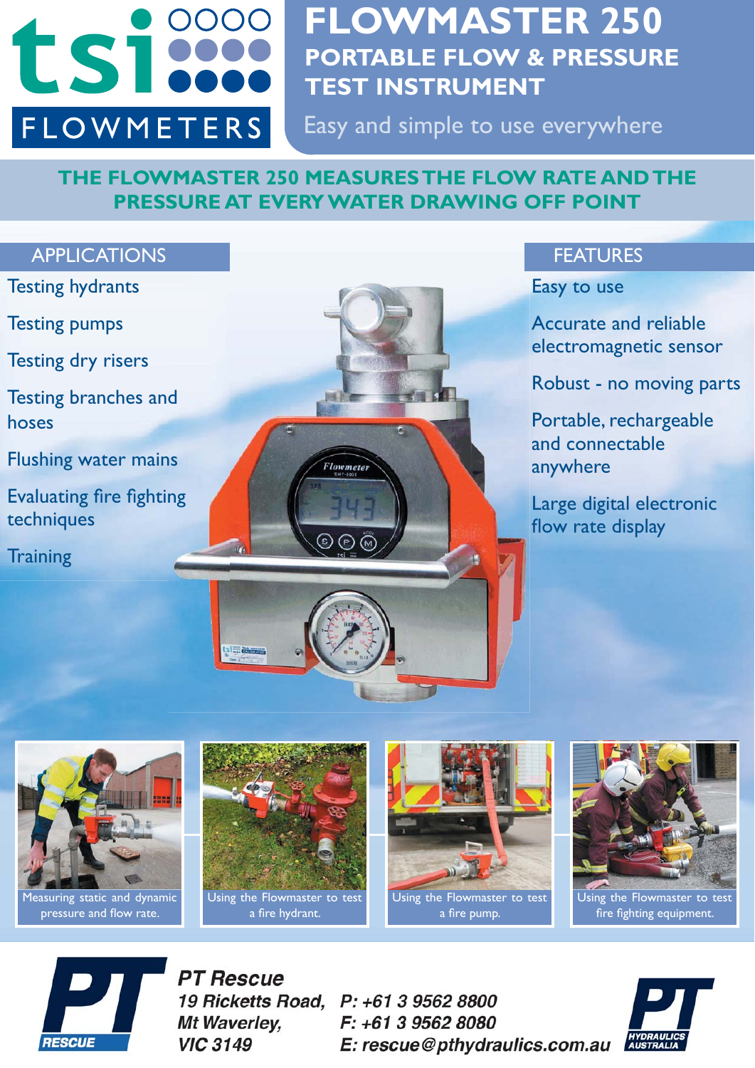# FLOWMASTER 250

## PORTABLE FLOW & PRESSURE TEST INSTRUMENT

Easy and simple to use everywhere

tsi FLOWMETERS

**THE FLOWMASTER 250 MEASURES THE FLOW RATE AND THE PRESSURE AT EVERY WATER DRAWING OFF POINT**

## APPLICATIONS

- Testing hydrants
- Testing pumps
- Testing dry risers
- Testing branches and hoses
- Flushing water mains
- Evaluating fire fighting techniques
- Training

## FEATURES

- Easy to use
- Accurate and reliable electromagnetic sensor
- Robust - no moving parts
- Portable, rechargeable and connectable anywhere
- Large digital electronic flow rate display

Measuring static and dynamic pressure and flow rate.

Using the Flowmaster to test a fire hydrant.

Using the Flowmaster to test a fire pump.

Using the Flowmaster to test fire fighting equipment.

**PT Rescue**
19 Ricketts Road,
Mt Waverley,
VIC 3149

P: +61 3 9562 8800
F: +61 3 9562 8080
E: rescue@pthydraulics.com.au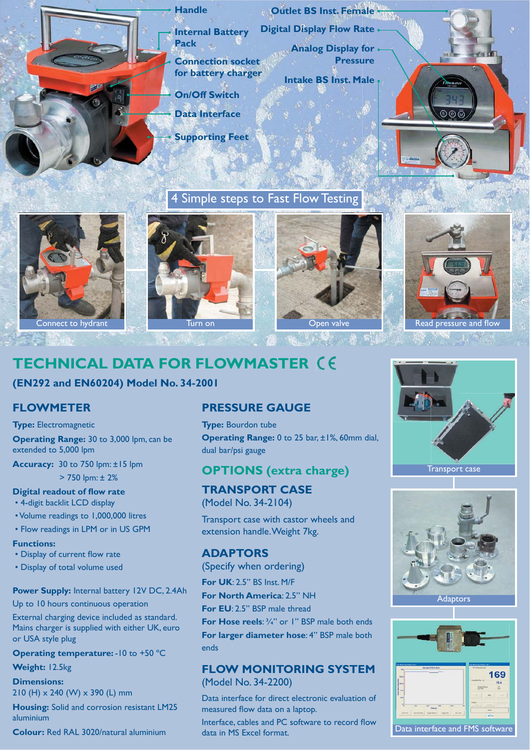Handle

Internal Battery Pack

Connection socket for battery charger

On/Off Switch

Data Interface

Supporting Feet

Outlet BS Inst. Female

Digital Display Flow Rate

Analog Display for Pressure

Intake BS Inst. Male

## 4 Simple steps to Fast Flow Testing

Connect to hydrant

Turn on

Open valve

Read pressure and flow

# TECHNICAL DATA FOR FLOWMASTER CE

**(EN292 and EN60204) Model No. 34-2001**

## FLOWMETER

**Type:** Electromagnetic

**Operating Range:** 30 to 3,000 lpm, can be extended to 5,000 lpm

**Accuracy:** 30 to 750 lpm: ±15 lpm
> 750 lpm: ± 2%

**Digital readout of flow rate**

- 4-digit backlit LCD display
- Volume readings to 1,000,000 litres
- Flow readings in LPM or in US GPM

**Functions:**

- Display of current flow rate
- Display of total volume used

**Power Supply:** Internal battery 12V DC, 2.4Ah

Up to 10 hours continuous operation

External charging device included as standard. Mains charger is supplied with either UK, euro or USA style plug

**Operating temperature:** -10 to +50 °C

**Weight:** 12.5kg

**Dimensions:**
210 (H) x 240 (W) x 390 (L) mm

**Housing:** Solid and corrosion resistant LM25 aluminium

**Colour:** Red RAL 3020/natural aluminium

## PRESSURE GAUGE

**Type:** Bourdon tube

**Operating Range:** 0 to 25 bar, ±1%, 60mm dial, dual bar/psi gauge

## OPTIONS (extra charge)

### TRANSPORT CASE

(Model No. 34-2104)

Transport case with castor wheels and extension handle. Weight 7kg.

### ADAPTORS

(Specify when ordering)

**For UK**: 2.5" BS Inst. M/F

**For North America**: 2.5" NH

**For EU**: 2.5" BSP male thread

**For Hose reels**: ¾" or 1" BSP male both ends

**For larger diameter hose**: 4" BSP male both ends

### FLOW MONITORING SYSTEM

(Model No. 34-2200)

Data interface for direct electronic evaluation of measured flow data on a laptop.

Interface, cables and PC software to record flow data in MS Excel format.

Transport case

Adaptors

Data interface and FMS software